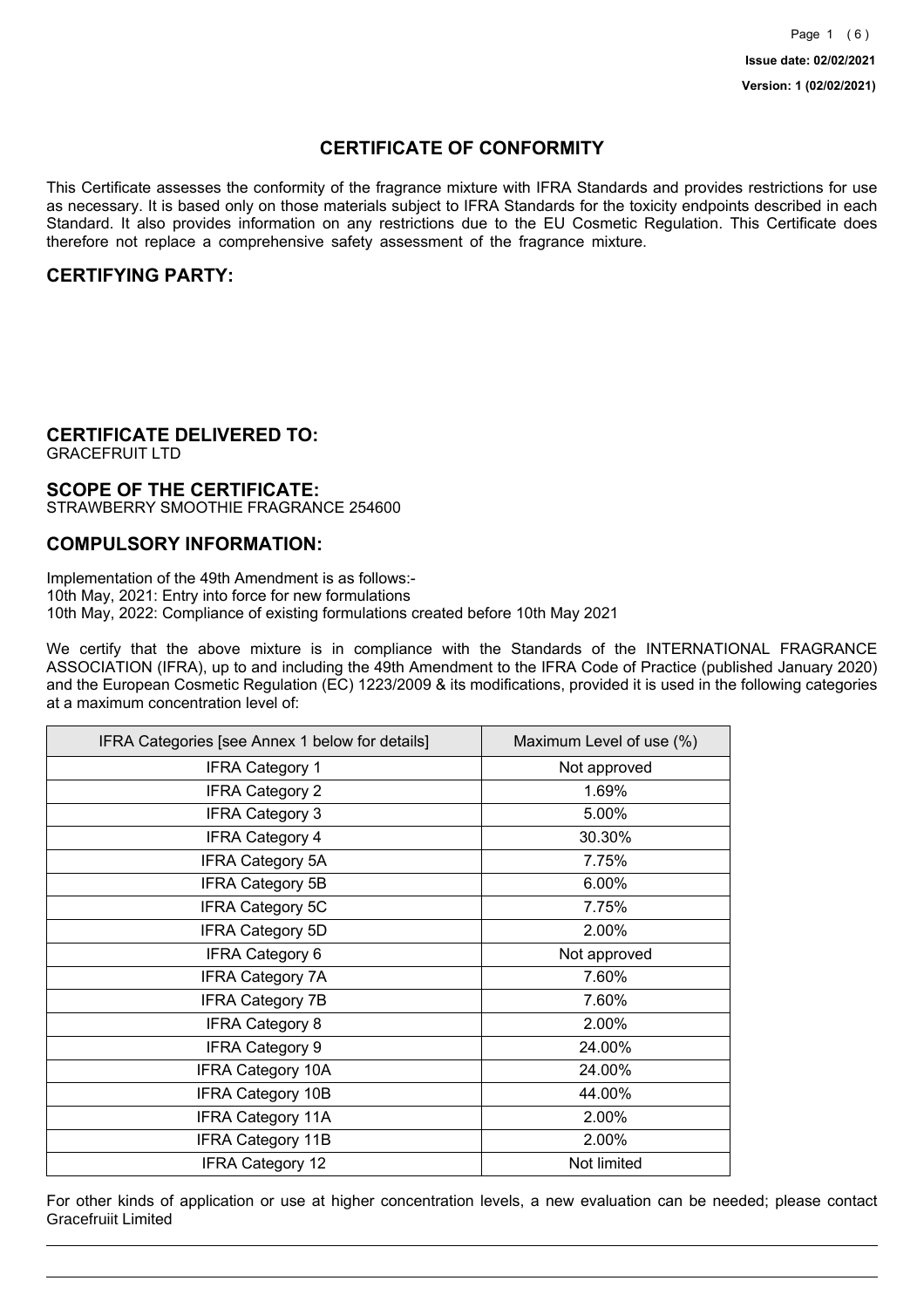# CERTIFICATE OF CONFORMITY

This Certificate assesses the conformity of the fragrance mixture with IFRA Standards and provides restrictions for use as necessary. It is based only on those materials subject to IFRA Standards for the toxicity endpoints described in each Standard. It also provides information on any restrictions due to the EU Cosmetic Regulation. This Certificate does therefore not replace a comprehensive safety assessment of the fragrance mixture.

## CERTIFYING PARTY:

## CERTIFICATE DELIVERED TO:

GRACEFRUIT LTD

## SCOPE OF THE CERTIFICATE:

STRAWBERRY SMOOTHIE FRAGRANCE 254600

## COMPULSORY INFORMATION:

Implementation of the 49th Amendment is as follows:-
10th May, 2021: Entry into force for new formulations
10th May, 2022: Compliance of existing formulations created before 10th May 2021

We certify that the above mixture is in compliance with the Standards of the INTERNATIONAL FRAGRANCE ASSOCIATION (IFRA), up to and including the 49th Amendment to the IFRA Code of Practice (published January 2020) and the European Cosmetic Regulation (EC) 1223/2009 & its modifications, provided it is used in the following categories at a maximum concentration level of:

| IFRA Categories [see Annex 1 below for details] | Maximum Level of use (%) |
|---|---|
| IFRA Category 1 | Not approved |
| IFRA Category 2 | 1.69% |
| IFRA Category 3 | 5.00% |
| IFRA Category 4 | 30.30% |
| IFRA Category 5A | 7.75% |
| IFRA Category 5B | 6.00% |
| IFRA Category 5C | 7.75% |
| IFRA Category 5D | 2.00% |
| IFRA Category 6 | Not approved |
| IFRA Category 7A | 7.60% |
| IFRA Category 7B | 7.60% |
| IFRA Category 8 | 2.00% |
| IFRA Category 9 | 24.00% |
| IFRA Category 10A | 24.00% |
| IFRA Category 10B | 44.00% |
| IFRA Category 11A | 2.00% |
| IFRA Category 11B | 2.00% |
| IFRA Category 12 | Not limited |

For other kinds of application or use at higher concentration levels, a new evaluation can be needed; please contact Gracefruiit Limited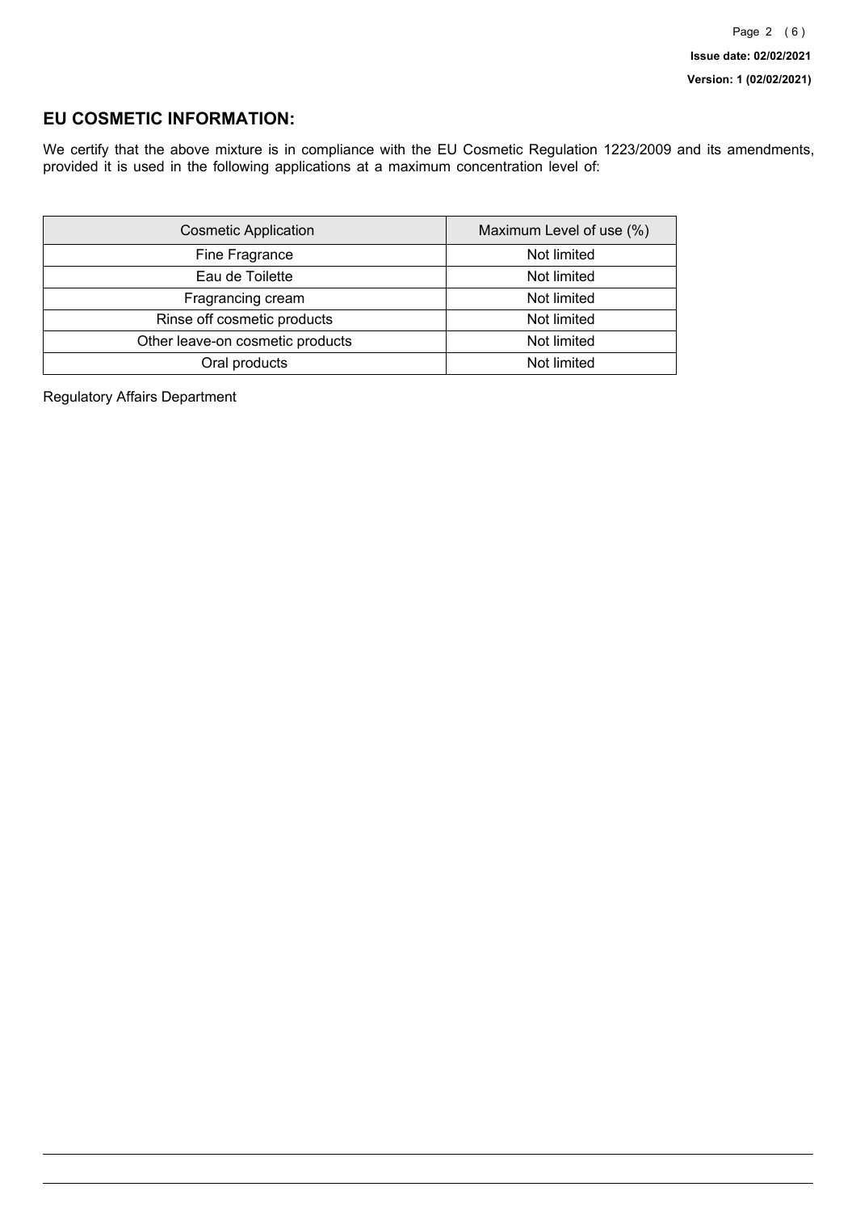## EU COSMETIC INFORMATION:

We certify that the above mixture is in compliance with the EU Cosmetic Regulation 1223/2009 and its amendments, provided it is used in the following applications at a maximum concentration level of:

| Cosmetic Application | Maximum Level of use (%) |
|---|---|
| Fine Fragrance | Not limited |
| Eau de Toilette | Not limited |
| Fragrancing cream | Not limited |
| Rinse off cosmetic products | Not limited |
| Other leave-on cosmetic products | Not limited |
| Oral products | Not limited |

Regulatory Affairs Department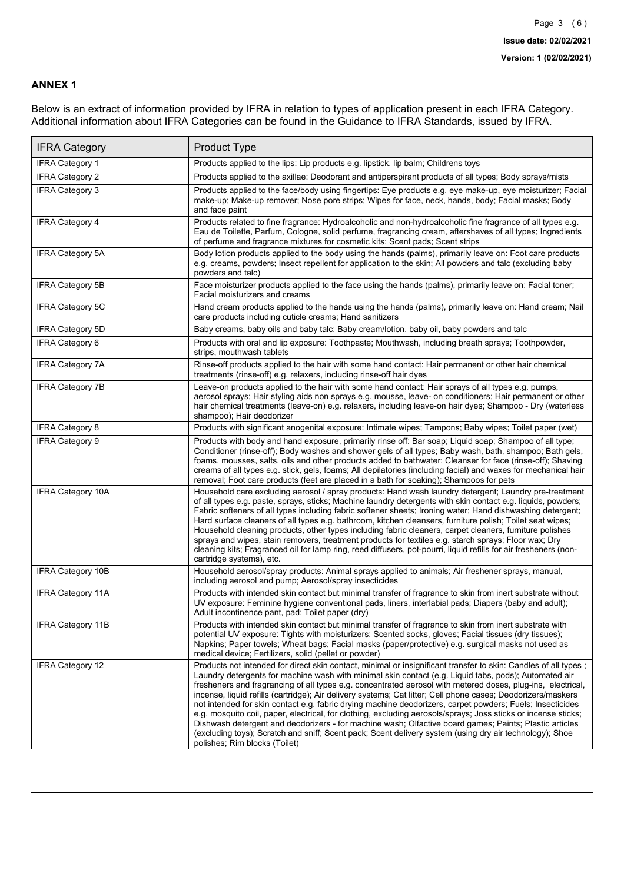## ANNEX 1

Below is an extract of information provided by IFRA in relation to types of application present in each IFRA Category. Additional information about IFRA Categories can be found in the Guidance to IFRA Standards, issued by IFRA.

| IFRA Category | Product Type |
|---|---|
| IFRA Category 1 | Products applied to the lips: Lip products e.g. lipstick, lip balm; Childrens toys |
| IFRA Category 2 | Products applied to the axillae: Deodorant and antiperspirant products of all types; Body sprays/mists |
| IFRA Category 3 | Products applied to the face/body using fingertips: Eye products e.g. eye make-up, eye moisturizer; Facial make-up; Make-up remover; Nose pore strips; Wipes for face, neck, hands, body; Facial masks; Body and face paint |
| IFRA Category 4 | Products related to fine fragrance: Hydroalcoholic and non-hydroalcoholic fine fragrance of all types e.g. Eau de Toilette, Parfum, Cologne, solid perfume, fragrancing cream, aftershaves of all types; Ingredients of perfume and fragrance mixtures for cosmetic kits; Scent pads; Scent strips |
| IFRA Category 5A | Body lotion products applied to the body using the hands (palms), primarily leave on: Foot care products e.g. creams, powders; Insect repellent for application to the skin; All powders and talc (excluding baby powders and talc) |
| IFRA Category 5B | Face moisturizer products applied to the face using the hands (palms), primarily leave on: Facial toner; Facial moisturizers and creams |
| IFRA Category 5C | Hand cream products applied to the hands using the hands (palms), primarily leave on: Hand cream; Nail care products including cuticle creams; Hand sanitizers |
| IFRA Category 5D | Baby creams, baby oils and baby talc: Baby cream/lotion, baby oil, baby powders and talc |
| IFRA Category 6 | Products with oral and lip exposure: Toothpaste; Mouthwash, including breath sprays; Toothpowder, strips, mouthwash tablets |
| IFRA Category 7A | Rinse-off products applied to the hair with some hand contact: Hair permanent or other hair chemical treatments (rinse-off) e.g. relaxers, including rinse-off hair dyes |
| IFRA Category 7B | Leave-on products applied to the hair with some hand contact: Hair sprays of all types e.g. pumps, aerosol sprays; Hair styling aids non sprays e.g. mousse, leave- on conditioners; Hair permanent or other hair chemical treatments (leave-on) e.g. relaxers, including leave-on hair dyes; Shampoo - Dry (waterless shampoo); Hair deodorizer |
| IFRA Category 8 | Products with significant anogenital exposure: Intimate wipes; Tampons; Baby wipes; Toilet paper (wet) |
| IFRA Category 9 | Products with body and hand exposure, primarily rinse off: Bar soap; Liquid soap; Shampoo of all type; Conditioner (rinse-off); Body washes and shower gels of all types; Baby wash, bath, shampoo; Bath gels, foams, mousses, salts, oils and other products added to bathwater; Cleanser for face (rinse-off); Shaving creams of all types e.g. stick, gels, foams; All depilatories (including facial) and waxes for mechanical hair removal; Foot care products (feet are placed in a bath for soaking); Shampoos for pets |
| IFRA Category 10A | Household care excluding aerosol / spray products: Hand wash laundry detergent; Laundry pre-treatment of all types e.g. paste, sprays, sticks; Machine laundry detergents with skin contact e.g. liquids, powders; Fabric softeners of all types including fabric softener sheets; Ironing water; Hand dishwashing detergent; Hard surface cleaners of all types e.g. bathroom, kitchen cleansers, furniture polish; Toilet seat wipes; Household cleaning products, other types including fabric cleaners, carpet cleaners, furniture polishes sprays and wipes, stain removers, treatment products for textiles e.g. starch sprays; Floor wax; Dry cleaning kits; Fragranced oil for lamp ring, reed diffusers, pot-pourri, liquid refills for air fresheners (non-cartridge systems), etc. |
| IFRA Category 10B | Household aerosol/spray products: Animal sprays applied to animals; Air freshener sprays, manual, including aerosol and pump; Aerosol/spray insecticides |
| IFRA Category 11A | Products with intended skin contact but minimal transfer of fragrance to skin from inert substrate without UV exposure: Feminine hygiene conventional pads, liners, interlabial pads; Diapers (baby and adult); Adult incontinence pant, pad; Toilet paper (dry) |
| IFRA Category 11B | Products with intended skin contact but minimal transfer of fragrance to skin from inert substrate with potential UV exposure: Tights with moisturizers; Scented socks, gloves; Facial tissues (dry tissues); Napkins; Paper towels; Wheat bags; Facial masks (paper/protective) e.g. surgical masks not used as medical device; Fertilizers, solid (pellet or powder) |
| IFRA Category 12 | Products not intended for direct skin contact, minimal or insignificant transfer to skin: Candles of all types ; Laundry detergents for machine wash with minimal skin contact (e.g. Liquid tabs, pods); Automated air fresheners and fragrancing of all types e.g. concentrated aerosol with metered doses, plug-ins, electrical, incense, liquid refills (cartridge); Air delivery systems; Cat litter; Cell phone cases; Deodorizers/maskers not intended for skin contact e.g. fabric drying machine deodorizers, carpet powders; Fuels; Insecticides e.g. mosquito coil, paper, electrical, for clothing, excluding aerosols/sprays; Joss sticks or incense sticks; Dishwash detergent and deodorizers - for machine wash; Olfactive board games; Paints; Plastic articles (excluding toys); Scratch and sniff; Scent pack; Scent delivery system (using dry air technology); Shoe polishes; Rim blocks (Toilet) |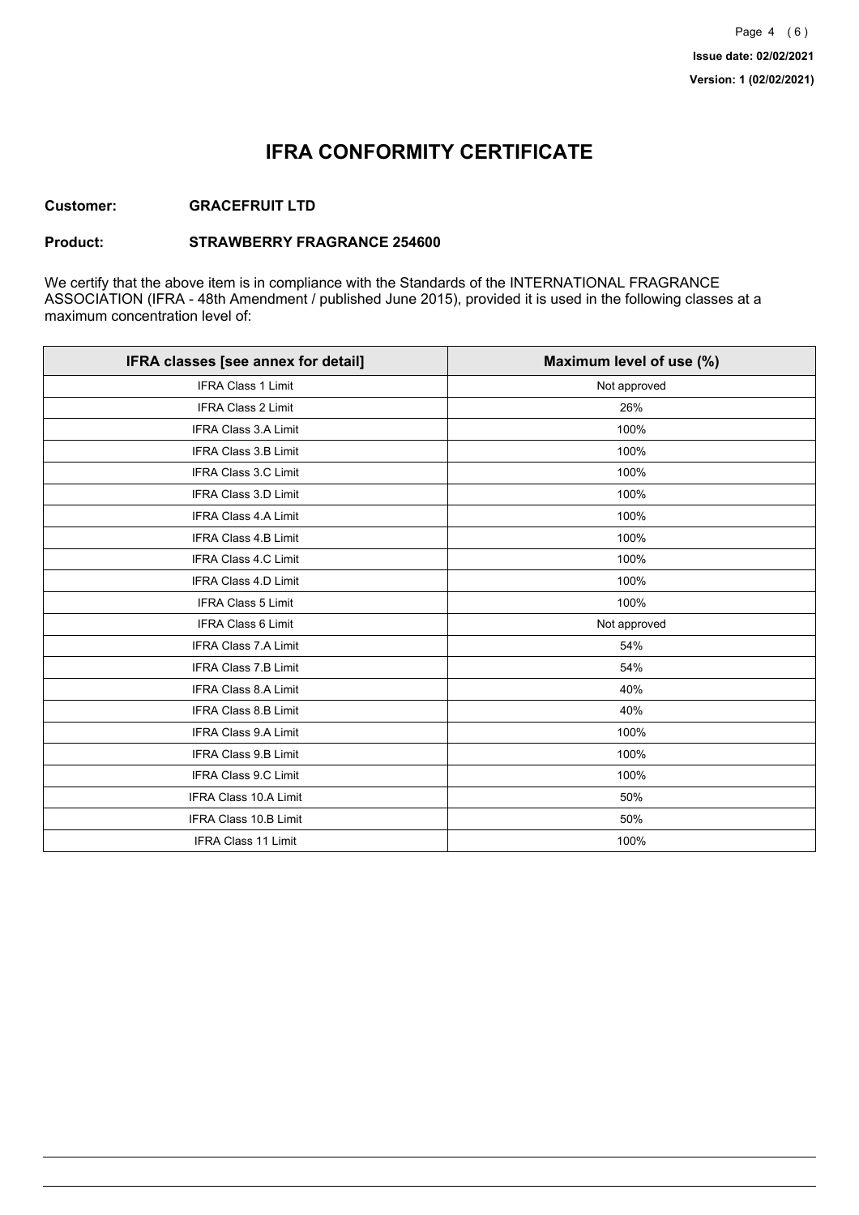# IFRA CONFORMITY CERTIFICATE

**Customer:** **GRACEFRUIT LTD**

**Product:** **STRAWBERRY FRAGRANCE 254600**

We certify that the above item is in compliance with the Standards of the INTERNATIONAL FRAGRANCE ASSOCIATION (IFRA - 48th Amendment / published June 2015), provided it is used in the following classes at a maximum concentration level of:

| IFRA classes [see annex for detail] | Maximum level of use (%) |
| --- | --- |
| IFRA Class 1 Limit | Not approved |
| IFRA Class 2 Limit | 26% |
| IFRA Class 3.A Limit | 100% |
| IFRA Class 3.B Limit | 100% |
| IFRA Class 3.C Limit | 100% |
| IFRA Class 3.D Limit | 100% |
| IFRA Class 4.A Limit | 100% |
| IFRA Class 4.B Limit | 100% |
| IFRA Class 4.C Limit | 100% |
| IFRA Class 4.D Limit | 100% |
| IFRA Class 5 Limit | 100% |
| IFRA Class 6 Limit | Not approved |
| IFRA Class 7.A Limit | 54% |
| IFRA Class 7.B Limit | 54% |
| IFRA Class 8.A Limit | 40% |
| IFRA Class 8.B Limit | 40% |
| IFRA Class 9.A Limit | 100% |
| IFRA Class 9.B Limit | 100% |
| IFRA Class 9.C Limit | 100% |
| IFRA Class 10.A Limit | 50% |
| IFRA Class 10.B Limit | 50% |
| IFRA Class 11 Limit | 100% |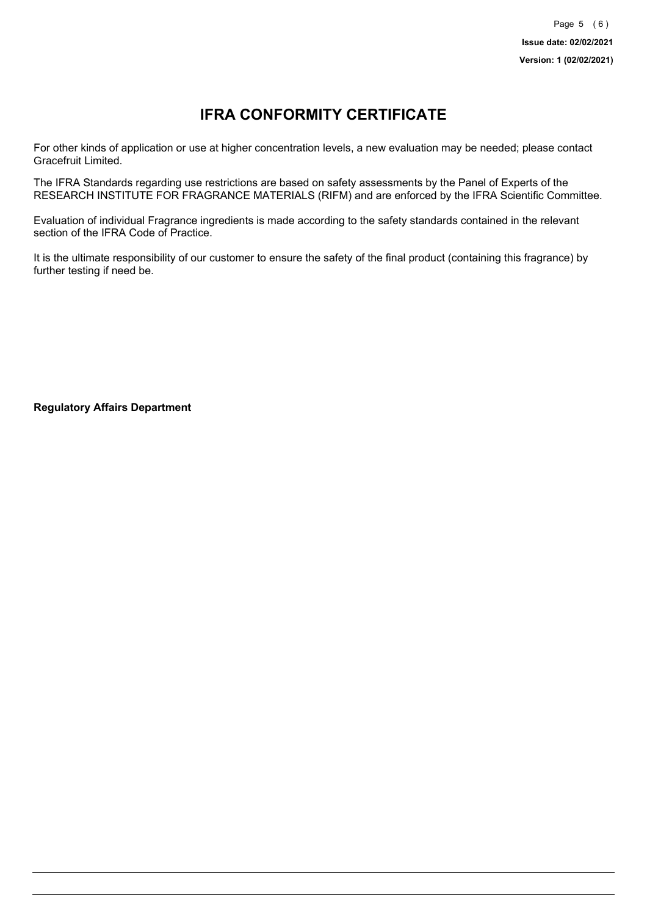# IFRA CONFORMITY CERTIFICATE

For other kinds of application or use at higher concentration levels, a new evaluation may be needed; please contact Gracefruit Limited.

The IFRA Standards regarding use restrictions are based on safety assessments by the Panel of Experts of the RESEARCH INSTITUTE FOR FRAGRANCE MATERIALS (RIFM) and are enforced by the IFRA Scientific Committee.

Evaluation of individual Fragrance ingredients is made according to the safety standards contained in the relevant section of the IFRA Code of Practice.

It is the ultimate responsibility of our customer to ensure the safety of the final product (containing this fragrance) by further testing if need be.

**Regulatory Affairs Department**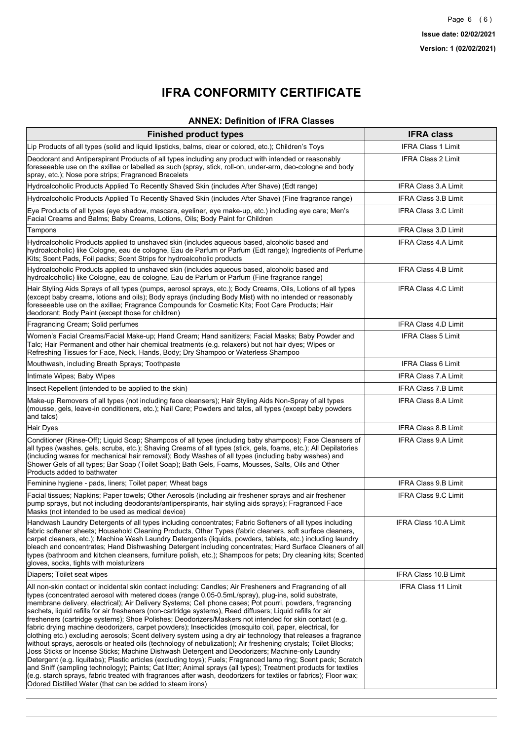# IFRA CONFORMITY CERTIFICATE

### ANNEX: Definition of IFRA Classes

| Finished product types | IFRA class |
|---|---|
| Lip Products of all types (solid and liquid lipsticks, balms, clear or colored, etc.); Children's Toys | IFRA Class 1 Limit |
| Deodorant and Antiperspirant Products of all types including any product with intended or reasonably foreseeable use on the axillae or labelled as such (spray, stick, roll-on, under-arm, deo-cologne and body spray, etc.); Nose pore strips; Fragranced Bracelets | IFRA Class 2 Limit |
| Hydroalcoholic Products Applied To Recently Shaved Skin (includes After Shave) (Edt range) | IFRA Class 3.A Limit |
| Hydroalcoholic Products Applied To Recently Shaved Skin (includes After Shave) (Fine fragrance range) | IFRA Class 3.B Limit |
| Eye Products of all types (eye shadow, mascara, eyeliner, eye make-up, etc.) including eye care; Men's Facial Creams and Balms; Baby Creams, Lotions, Oils; Body Paint for Children | IFRA Class 3.C Limit |
| Tampons | IFRA Class 3.D Limit |
| Hydroalcoholic Products applied to unshaved skin (includes aqueous based, alcoholic based and hydroalcoholic) like Cologne, eau de cologne, Eau de Parfum or Parfum (Edt range); Ingredients of Perfume Kits; Scent Pads, Foil packs; Scent Strips for hydroalcoholic products | IFRA Class 4.A Limit |
| Hydroalcoholic Products applied to unshaved skin (includes aqueous based, alcoholic based and hydroalcoholic) like Cologne, eau de cologne, Eau de Parfum or Parfum (Fine fragrance range) | IFRA Class 4.B Limit |
| Hair Styling Aids Sprays of all types (pumps, aerosol sprays, etc.); Body Creams, Oils, Lotions of all types (except baby creams, lotions and oils); Body sprays (including Body Mist) with no intended or reasonably foreseeable use on the axillae; Fragrance Compounds for Cosmetic Kits; Foot Care Products; Hair deodorant; Body Paint (except those for children) | IFRA Class 4.C Limit |
| Fragrancing Cream; Solid perfumes | IFRA Class 4.D Limit |
| Women's Facial Creams/Facial Make-up; Hand Cream; Hand sanitizers; Facial Masks; Baby Powder and Talc; Hair Permanent and other hair chemical treatments (e.g. relaxers) but not hair dyes; Wipes or Refreshing Tissues for Face, Neck, Hands, Body; Dry Shampoo or Waterless Shampoo | IFRA Class 5 Limit |
| Mouthwash, including Breath Sprays; Toothpaste | IFRA Class 6 Limit |
| Intimate Wipes; Baby Wipes | IFRA Class 7.A Limit |
| Insect Repellent (intended to be applied to the skin) | IFRA Class 7.B Limit |
| Make-up Removers of all types (not including face cleansers); Hair Styling Aids Non-Spray of all types (mousse, gels, leave-in conditioners, etc.); Nail Care; Powders and talcs, all types (except baby powders and talcs) | IFRA Class 8.A Limit |
| Hair Dyes | IFRA Class 8.B Limit |
| Conditioner (Rinse-Off); Liquid Soap; Shampoos of all types (including baby shampoos); Face Cleansers of all types (washes, gels, scrubs, etc.); Shaving Creams of all types (stick, gels, foams, etc.); All Depilatories (including waxes for mechanical hair removal); Body Washes of all types (including baby washes) and Shower Gels of all types; Bar Soap (Toilet Soap); Bath Gels, Foams, Mousses, Salts, Oils and Other Products added to bathwater | IFRA Class 9.A Limit |
| Feminine hygiene - pads, liners; Toilet paper; Wheat bags | IFRA Class 9.B Limit |
| Facial tissues; Napkins; Paper towels; Other Aerosols (including air freshener sprays and air freshener pump sprays, but not including deodorants/antiperspirants, hair styling aids sprays); Fragranced Face Masks (not intended to be used as medical device) | IFRA Class 9.C Limit |
| Handwash Laundry Detergents of all types including concentrates; Fabric Softeners of all types including fabric softener sheets; Household Cleaning Products, Other Types (fabric cleaners, soft surface cleaners, carpet cleaners, etc.); Machine Wash Laundry Detergents (liquids, powders, tablets, etc.) including laundry bleach and concentrates; Hand Dishwashing Detergent including concentrates; Hard Surface Cleaners of all types (bathroom and kitchen cleansers, furniture polish, etc.); Shampoos for pets; Dry cleaning kits; Scented gloves, socks, tights with moisturizers | IFRA Class 10.A Limit |
| Diapers; Toilet seat wipes | IFRA Class 10.B Limit |
| All non-skin contact or incidental skin contact including: Candles; Air Fresheners and Fragrancing of all types (concentrated aerosol with metered doses (range 0.05-0.5mL/spray), plug-ins, solid substrate, membrane delivery, electrical); Air Delivery Systems; Cell phone cases; Pot pourri, powders, fragrancing sachets, liquid refills for air fresheners (non-cartridge systems), Reed diffusers; Liquid refills for air fresheners (cartridge systems); Shoe Polishes; Deodorizers/Maskers not intended for skin contact (e.g. fabric drying machine deodorizers, carpet powders); Insecticides (mosquito coil, paper, electrical, for clothing etc.) excluding aerosols; Scent delivery system using a dry air technology that releases a fragrance without sprays, aerosols or heated oils (technology of nebulization); Air freshening crystals; Toilet Blocks; Joss Sticks or Incense Sticks; Machine Dishwash Detergent and Deodorizers; Machine-only Laundry Detergent (e.g. liquitabs); Plastic articles (excluding toys); Fuels; Fragranced lamp ring; Scent pack; Scratch and Sniff (sampling technology); Paints; Cat litter; Animal sprays (all types); Treatment products for textiles (e.g. starch sprays, fabric treated with fragrances after wash, deodorizers for textiles or fabrics); Floor wax; Odored Distilled Water (that can be added to steam irons) | IFRA Class 11 Limit |